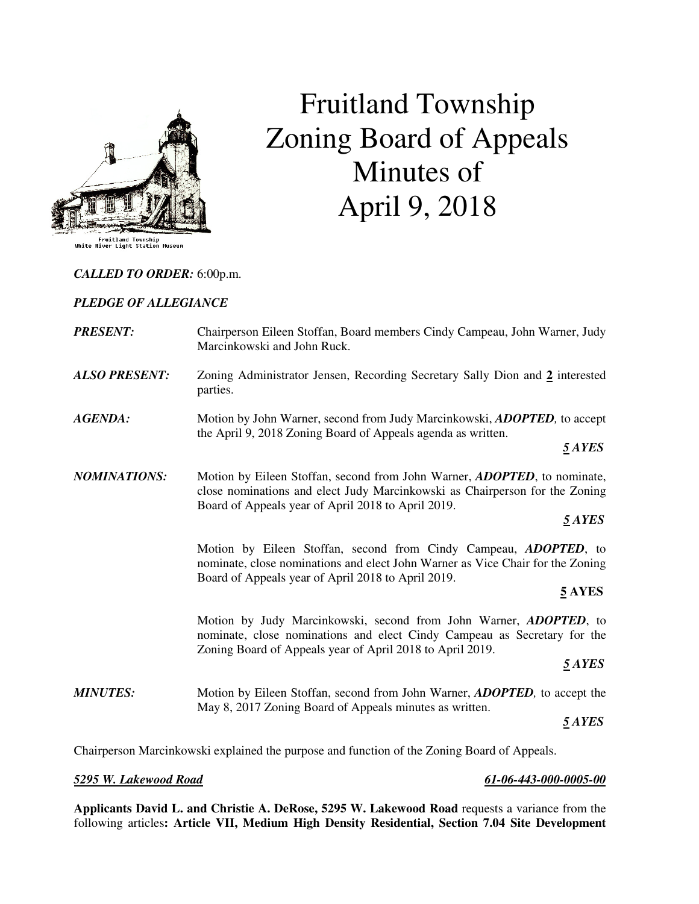# Fruitland Township Zoning Board of Appeals Minutes of April 9, 2018

Fruitland Township
White River Light Station Museum

***CALLED TO ORDER:*** 6:00p.m.

***PLEDGE OF ALLEGIANCE***

***PRESENT:*** Chairperson Eileen Stoffan, Board members Cindy Campeau, John Warner, Judy Marcinkowski and John Ruck.

***ALSO PRESENT:*** Zoning Administrator Jensen, Recording Secretary Sally Dion and **2** interested parties.

***AGENDA:*** Motion by John Warner, second from Judy Marcinkowski, ***ADOPTED,*** to accept the April 9, 2018 Zoning Board of Appeals agenda as written.

***5 AYES***

***NOMINATIONS:*** Motion by Eileen Stoffan, second from John Warner, ***ADOPTED***, to nominate, close nominations and elect Judy Marcinkowski as Chairperson for the Zoning Board of Appeals year of April 2018 to April 2019.

***5 AYES***

Motion by Eileen Stoffan, second from Cindy Campeau, ***ADOPTED***, to nominate, close nominations and elect John Warner as Vice Chair for the Zoning Board of Appeals year of April 2018 to April 2019.

**5 AYES**

Motion by Judy Marcinkowski, second from John Warner, ***ADOPTED***, to nominate, close nominations and elect Cindy Campeau as Secretary for the Zoning Board of Appeals year of April 2018 to April 2019.

***5 AYES***

***MINUTES:*** Motion by Eileen Stoffan, second from John Warner, ***ADOPTED,*** to accept the May 8, 2017 Zoning Board of Appeals minutes as written.

***5 AYES***

Chairperson Marcinkowski explained the purpose and function of the Zoning Board of Appeals.

***5295 W. Lakewood Road*** ***61-06-443-000-0005-00***

**Applicants David L. and Christie A. DeRose, 5295 W. Lakewood Road** requests a variance from the following articles**: Article VII, Medium High Density Residential, Section 7.04 Site Development**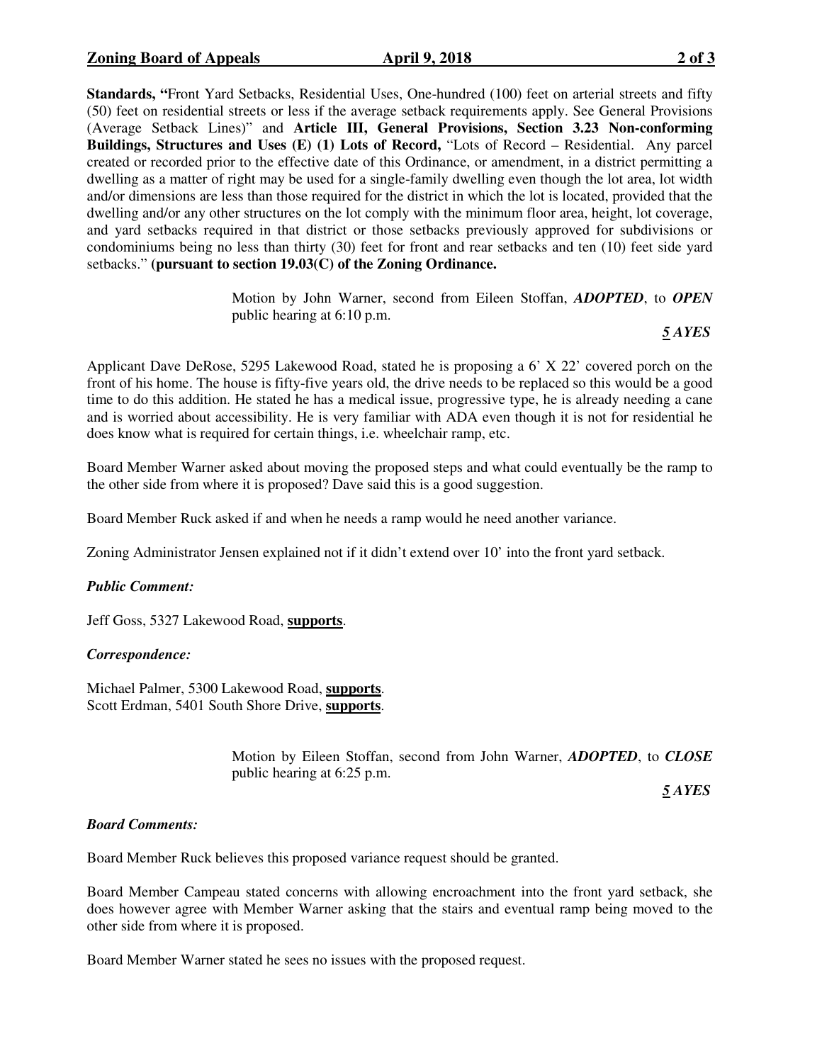**Standards, "**Front Yard Setbacks, Residential Uses, One-hundred (100) feet on arterial streets and fifty (50) feet on residential streets or less if the average setback requirements apply. See General Provisions (Average Setback Lines)" and **Article III, General Provisions, Section 3.23 Non-conforming Buildings, Structures and Uses (E) (1) Lots of Record,** "Lots of Record – Residential. Any parcel created or recorded prior to the effective date of this Ordinance, or amendment, in a district permitting a dwelling as a matter of right may be used for a single-family dwelling even though the lot area, lot width and/or dimensions are less than those required for the district in which the lot is located, provided that the dwelling and/or any other structures on the lot comply with the minimum floor area, height, lot coverage, and yard setbacks required in that district or those setbacks previously approved for subdivisions or condominiums being no less than thirty (30) feet for front and rear setbacks and ten (10) feet side yard setbacks." **(pursuant to section 19.03(C) of the Zoning Ordinance.**

Motion by John Warner, second from Eileen Stoffan, ***ADOPTED***, to ***OPEN*** public hearing at 6:10 p.m.

***5 AYES***

Applicant Dave DeRose, 5295 Lakewood Road, stated he is proposing a 6' X 22' covered porch on the front of his home. The house is fifty-five years old, the drive needs to be replaced so this would be a good time to do this addition. He stated he has a medical issue, progressive type, he is already needing a cane and is worried about accessibility. He is very familiar with ADA even though it is not for residential he does know what is required for certain things, i.e. wheelchair ramp, etc.

Board Member Warner asked about moving the proposed steps and what could eventually be the ramp to the other side from where it is proposed? Dave said this is a good suggestion.

Board Member Ruck asked if and when he needs a ramp would he need another variance.

Zoning Administrator Jensen explained not if it didn't extend over 10' into the front yard setback.

***Public Comment:***

Jeff Goss, 5327 Lakewood Road, **supports**.

***Correspondence:***

Michael Palmer, 5300 Lakewood Road, **supports**.
Scott Erdman, 5401 South Shore Drive, **supports**.

Motion by Eileen Stoffan, second from John Warner, ***ADOPTED***, to ***CLOSE*** public hearing at 6:25 p.m.

***5 AYES***

***Board Comments:***

Board Member Ruck believes this proposed variance request should be granted.

Board Member Campeau stated concerns with allowing encroachment into the front yard setback, she does however agree with Member Warner asking that the stairs and eventual ramp being moved to the other side from where it is proposed.

Board Member Warner stated he sees no issues with the proposed request.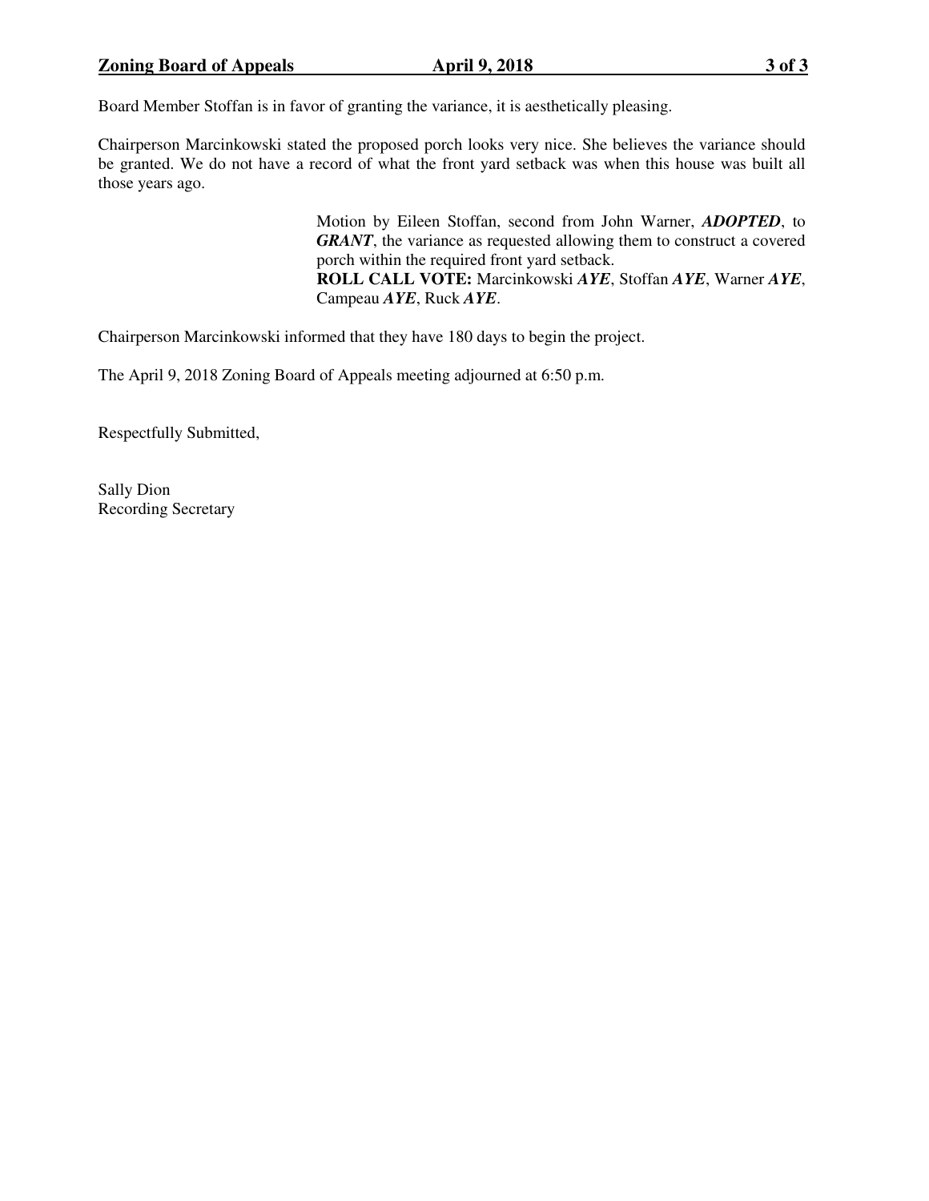Board Member Stoffan is in favor of granting the variance, it is aesthetically pleasing.

Chairperson Marcinkowski stated the proposed porch looks very nice. She believes the variance should be granted. We do not have a record of what the front yard setback was when this house was built all those years ago.

> Motion by Eileen Stoffan, second from John Warner, ***ADOPTED***, to ***GRANT***, the variance as requested allowing them to construct a covered porch within the required front yard setback.
> **ROLL CALL VOTE:** Marcinkowski ***AYE***, Stoffan ***AYE***, Warner ***AYE***, Campeau ***AYE***, Ruck ***AYE***.

Chairperson Marcinkowski informed that they have 180 days to begin the project.

The April 9, 2018 Zoning Board of Appeals meeting adjourned at 6:50 p.m.

Respectfully Submitted,

Sally Dion
Recording Secretary